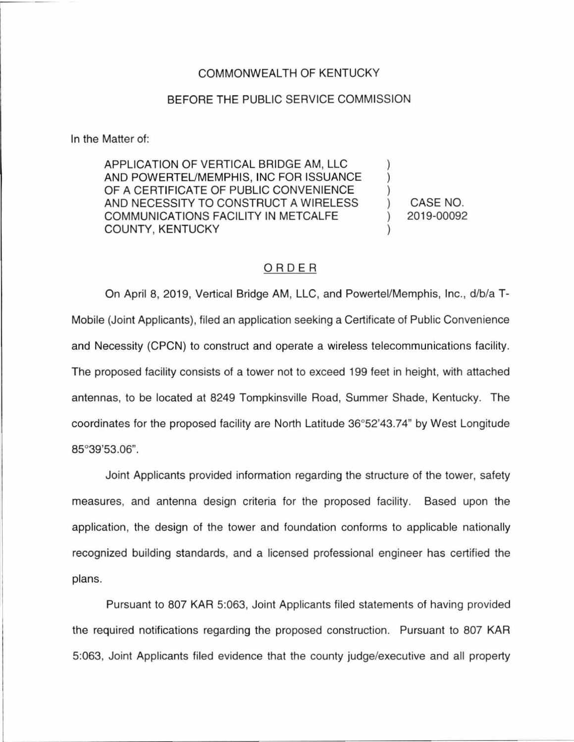COMMONWEALTH OF KENTUCKY

BEFORE THE PUBLIC SERVICE COMMISSION

In the Matter of:

| | | |
|---|---|---|
| APPLICATION OF VERTICAL BRIDGE AM, LLC AND POWERTEL/MEMPHIS, INC FOR ISSUANCE OF A CERTIFICATE OF PUBLIC CONVENIENCE AND NECESSITY TO CONSTRUCT A WIRELESS COMMUNICATIONS FACILITY IN METCALFE COUNTY, KENTUCKY | ) | CASE NO. 2019-00092 |

## ORDER

On April 8, 2019, Vertical Bridge AM, LLC, and Powertel/Memphis, Inc., d/b/a T-Mobile (Joint Applicants), filed an application seeking a Certificate of Public Convenience and Necessity (CPCN) to construct and operate a wireless telecommunications facility. The proposed facility consists of a tower not to exceed 199 feet in height, with attached antennas, to be located at 8249 Tompkinsville Road, Summer Shade, Kentucky. The coordinates for the proposed facility are North Latitude 36°52'43.74" by West Longitude 85°39'53.06".

Joint Applicants provided information regarding the structure of the tower, safety measures, and antenna design criteria for the proposed facility. Based upon the application, the design of the tower and foundation conforms to applicable nationally recognized building standards, and a licensed professional engineer has certified the plans.

Pursuant to 807 KAR 5:063, Joint Applicants filed statements of having provided the required notifications regarding the proposed construction. Pursuant to 807 KAR 5:063, Joint Applicants filed evidence that the county judge/executive and all property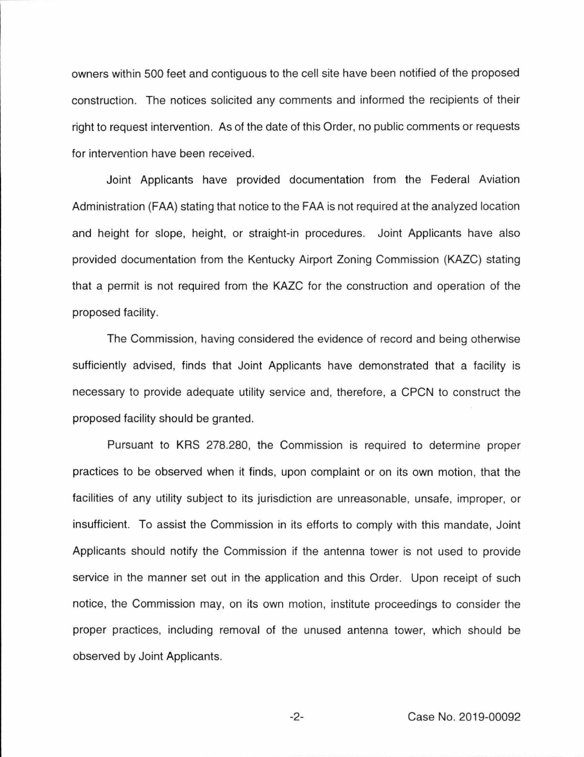owners within 500 feet and contiguous to the cell site have been notified of the proposed construction. The notices solicited any comments and informed the recipients of their right to request intervention. As of the date of this Order, no public comments or requests for intervention have been received.

Joint Applicants have provided documentation from the Federal Aviation Administration (FAA) stating that notice to the FAA is not required at the analyzed location and height for slope, height, or straight-in procedures. Joint Applicants have also provided documentation from the Kentucky Airport Zoning Commission (KAZC) stating that a permit is not required from the KAZC for the construction and operation of the proposed facility.

The Commission, having considered the evidence of record and being otherwise sufficiently advised, finds that Joint Applicants have demonstrated that a facility is necessary to provide adequate utility service and, therefore, a CPCN to construct the proposed facility should be granted.

Pursuant to KRS 278.280, the Commission is required to determine proper practices to be observed when it finds, upon complaint or on its own motion, that the facilities of any utility subject to its jurisdiction are unreasonable, unsafe, improper, or insufficient. To assist the Commission in its efforts to comply with this mandate, Joint Applicants should notify the Commission if the antenna tower is not used to provide service in the manner set out in the application and this Order. Upon receipt of such notice, the Commission may, on its own motion, institute proceedings to consider the proper practices, including removal of the unused antenna tower, which should be observed by Joint Applicants.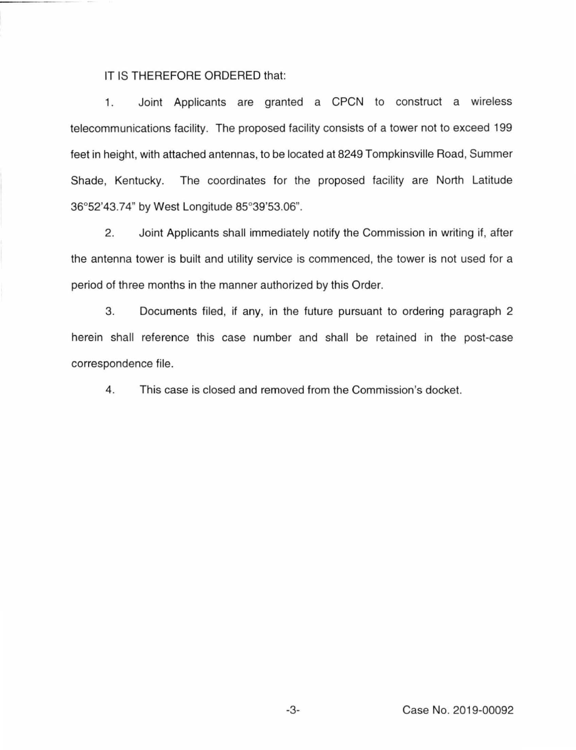IT IS THEREFORE ORDERED that:

1. Joint Applicants are granted a CPCN to construct a wireless telecommunications facility. The proposed facility consists of a tower not to exceed 199 feet in height, with attached antennas, to be located at 8249 Tompkinsville Road, Summer Shade, Kentucky. The coordinates for the proposed facility are North Latitude 36°52'43.74" by West Longitude 85°39'53.06".

2. Joint Applicants shall immediately notify the Commission in writing if, after the antenna tower is built and utility service is commenced, the tower is not used for a period of three months in the manner authorized by this Order.

3. Documents filed, if any, in the future pursuant to ordering paragraph 2 herein shall reference this case number and shall be retained in the post-case correspondence file.

4. This case is closed and removed from the Commission's docket.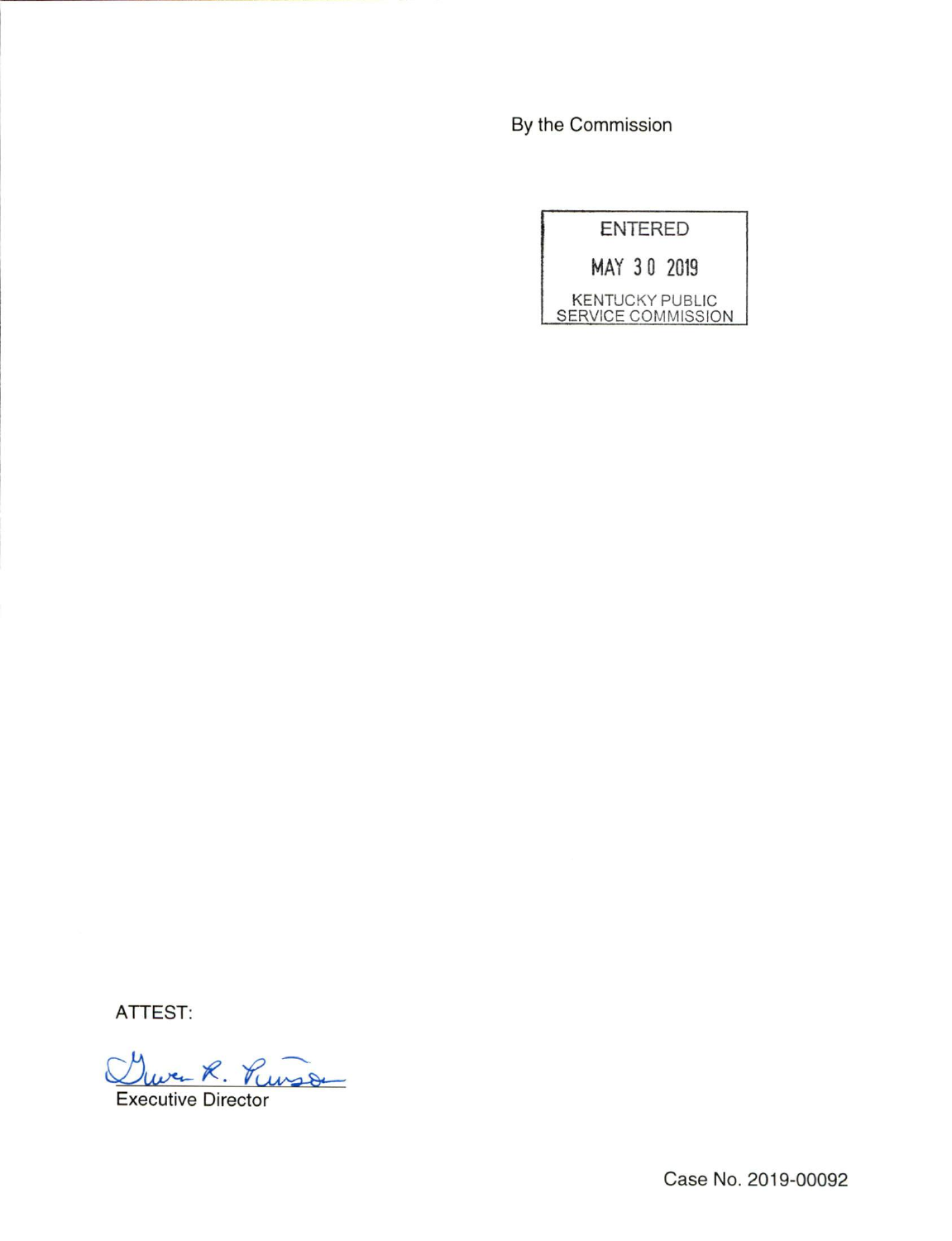By the Commission

ENTERED

MAY 30 2019

KENTUCKY PUBLIC SERVICE COMMISSION

ATTEST:

Gwen R. Pinson

Executive Director

Case No. 2019-00092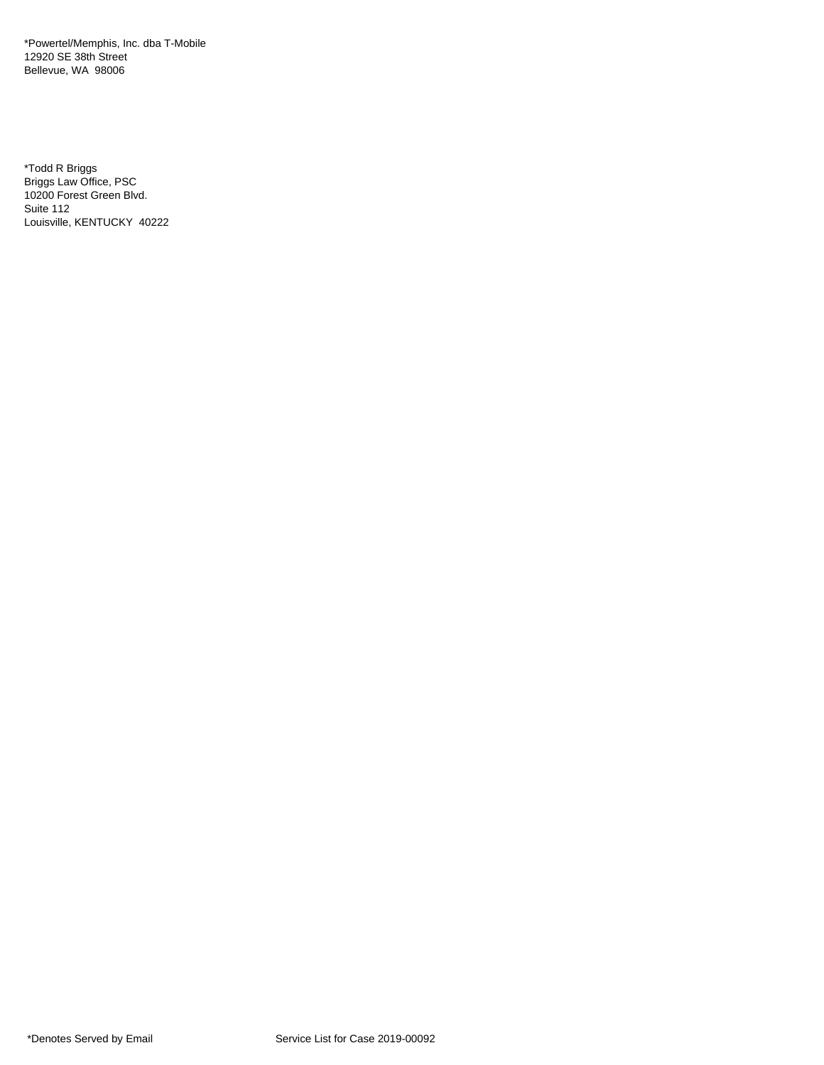*Powertel/Memphis, Inc. dba T-Mobile
12920 SE 38th Street
Bellevue, WA  98006

*Todd R Briggs
Briggs Law Office, PSC
10200 Forest Green Blvd.
Suite 112
Louisville, KENTUCKY  40222

*Denotes Served by Email

Service List for Case 2019-00092